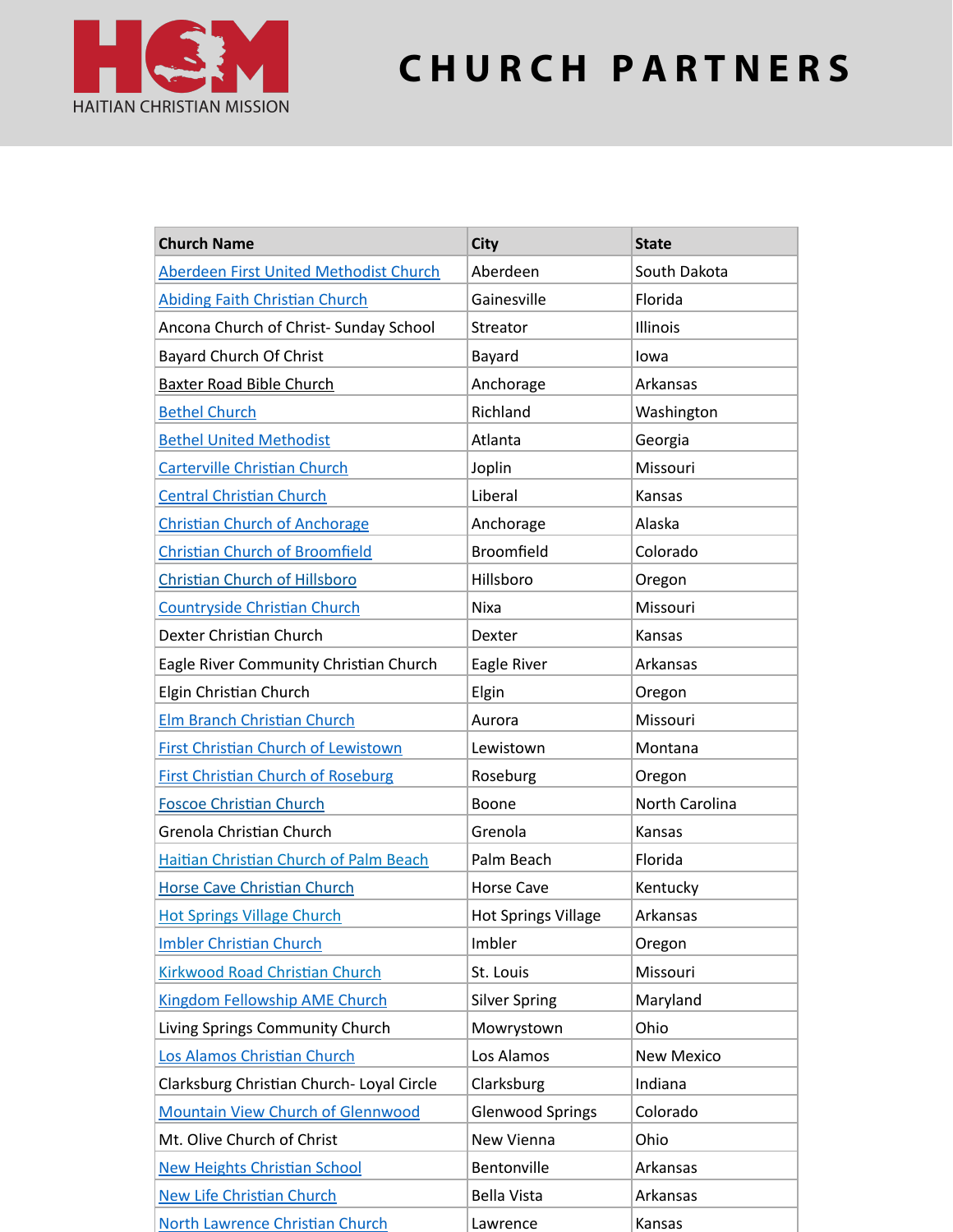HAITIAN CHRISTIAN MISSION

# CHURCH PARTNERS

| Church Name | City | State |
|---|---|---|
| Aberdeen First United Methodist Church | Aberdeen | South Dakota |
| Abiding Faith Christian Church | Gainesville | Florida |
| Ancona Church of Christ- Sunday School | Streator | Illinois |
| Bayard Church Of Christ | Bayard | Iowa |
| Baxter Road Bible Church | Anchorage | Arkansas |
| Bethel Church | Richland | Washington |
| Bethel United Methodist | Atlanta | Georgia |
| Carterville Christian Church | Joplin | Missouri |
| Central Christian Church | Liberal | Kansas |
| Christian Church of Anchorage | Anchorage | Alaska |
| Christian Church of Broomfield | Broomfield | Colorado |
| Christian Church of Hillsboro | Hillsboro | Oregon |
| Countryside Christian Church | Nixa | Missouri |
| Dexter Christian Church | Dexter | Kansas |
| Eagle River Community Christian Church | Eagle River | Arkansas |
| Elgin Christian Church | Elgin | Oregon |
| Elm Branch Christian Church | Aurora | Missouri |
| First Christian Church of Lewistown | Lewistown | Montana |
| First Christian Church of Roseburg | Roseburg | Oregon |
| Foscoe Christian Church | Boone | North Carolina |
| Grenola Christian Church | Grenola | Kansas |
| Haitian Christian Church of Palm Beach | Palm Beach | Florida |
| Horse Cave Christian Church | Horse Cave | Kentucky |
| Hot Springs Village Church | Hot Springs Village | Arkansas |
| Imbler Christian Church | Imbler | Oregon |
| Kirkwood Road Christian Church | St. Louis | Missouri |
| Kingdom Fellowship AME Church | Silver Spring | Maryland |
| Living Springs Community Church | Mowrystown | Ohio |
| Los Alamos Christian Church | Los Alamos | New Mexico |
| Clarksburg Christian Church- Loyal Circle | Clarksburg | Indiana |
| Mountain View Church of Glennwood | Glenwood Springs | Colorado |
| Mt. Olive Church of Christ | New Vienna | Ohio |
| New Heights Christian School | Bentonville | Arkansas |
| New Life Christian Church | Bella Vista | Arkansas |
| North Lawrence Christian Church | Lawrence | Kansas |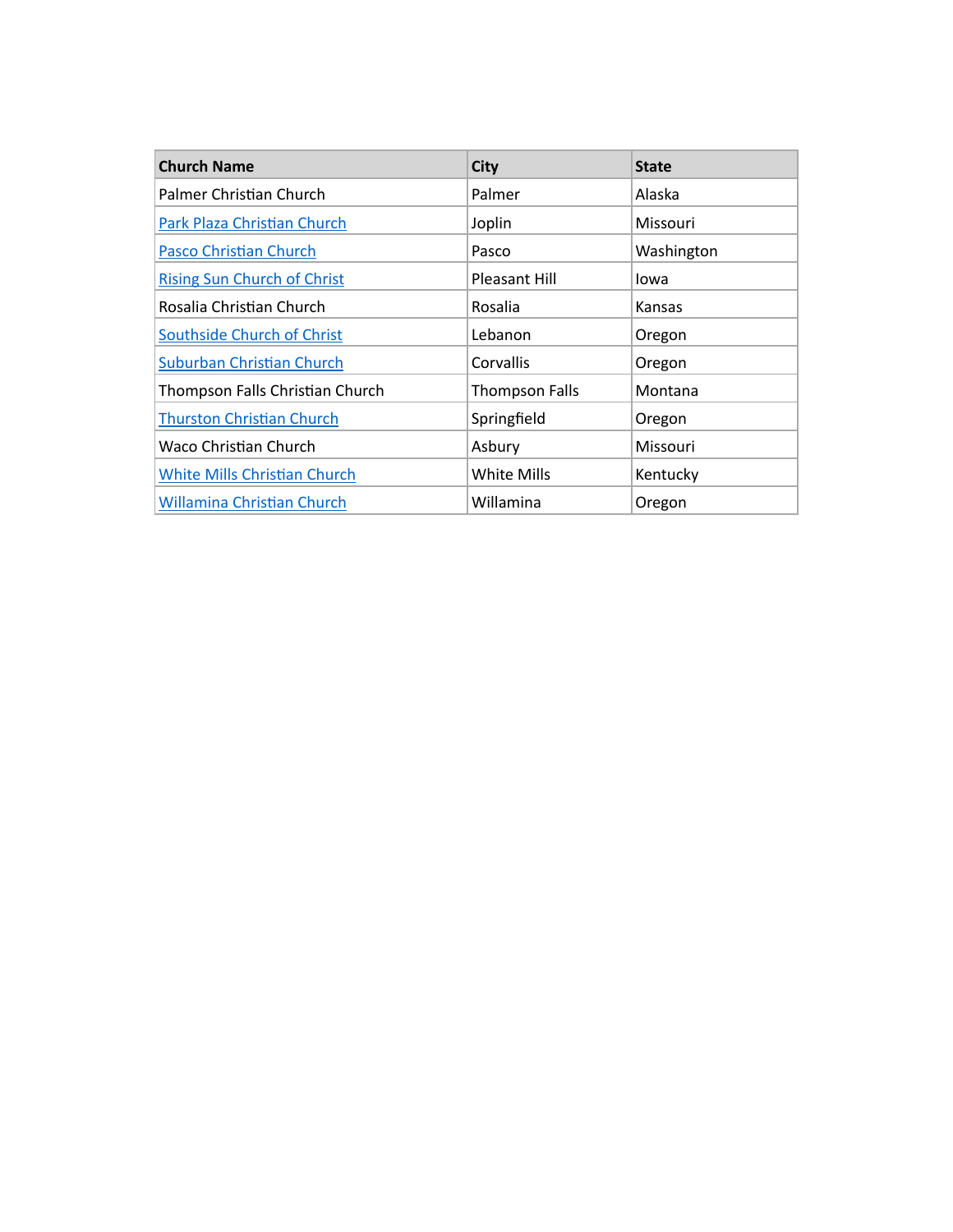| Church Name | City | State |
| --- | --- | --- |
| Palmer Christian Church | Palmer | Alaska |
| Park Plaza Christian Church | Joplin | Missouri |
| Pasco Christian Church | Pasco | Washington |
| Rising Sun Church of Christ | Pleasant Hill | Iowa |
| Rosalia Christian Church | Rosalia | Kansas |
| Southside Church of Christ | Lebanon | Oregon |
| Suburban Christian Church | Corvallis | Oregon |
| Thompson Falls Christian Church | Thompson Falls | Montana |
| Thurston Christian Church | Springfield | Oregon |
| Waco Christian Church | Asbury | Missouri |
| White Mills Christian Church | White Mills | Kentucky |
| Willamina Christian Church | Willamina | Oregon |